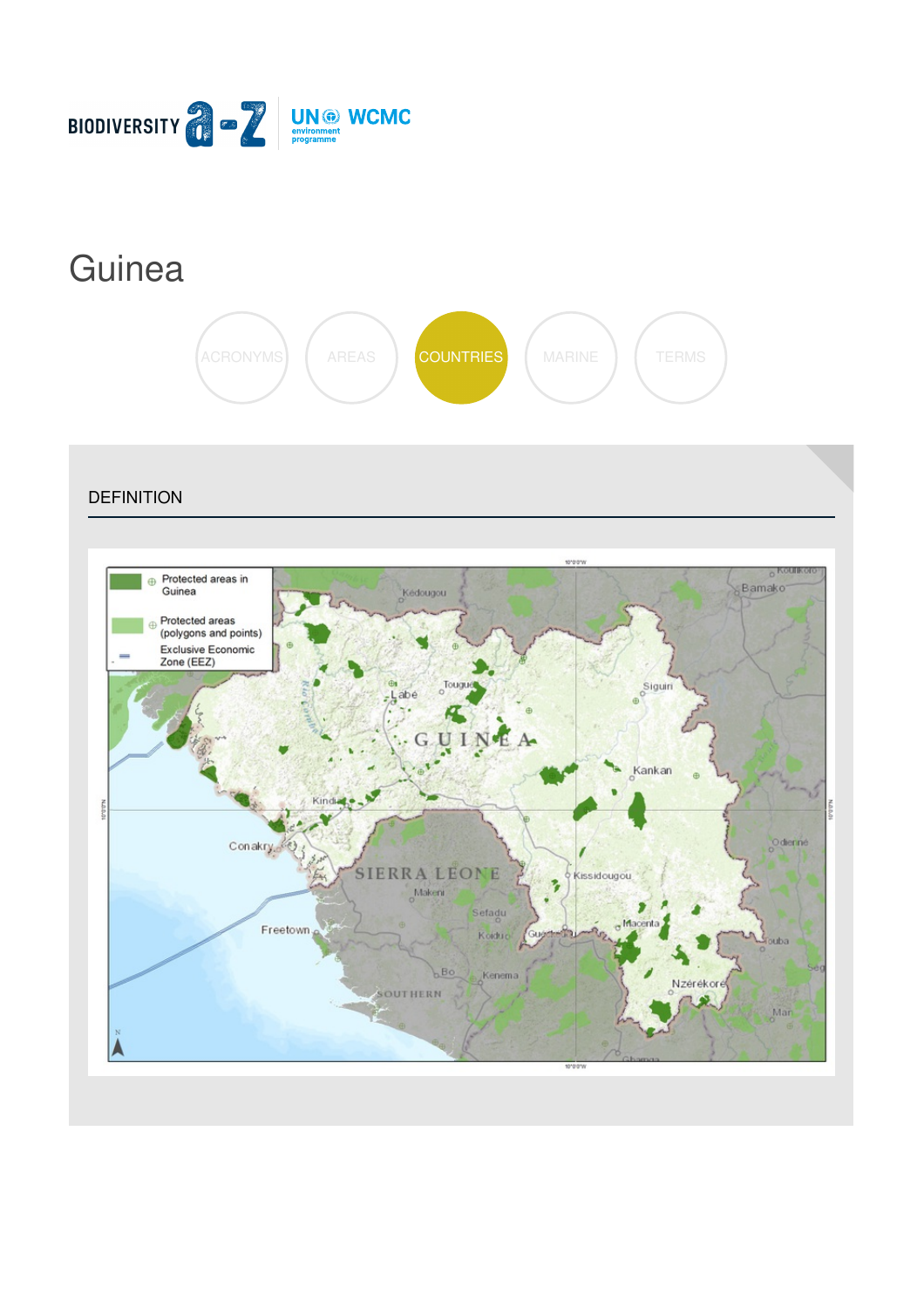# Guinea

ACRONYMS AREAS COUNTRIES MARINE TERMS

## DEFINITION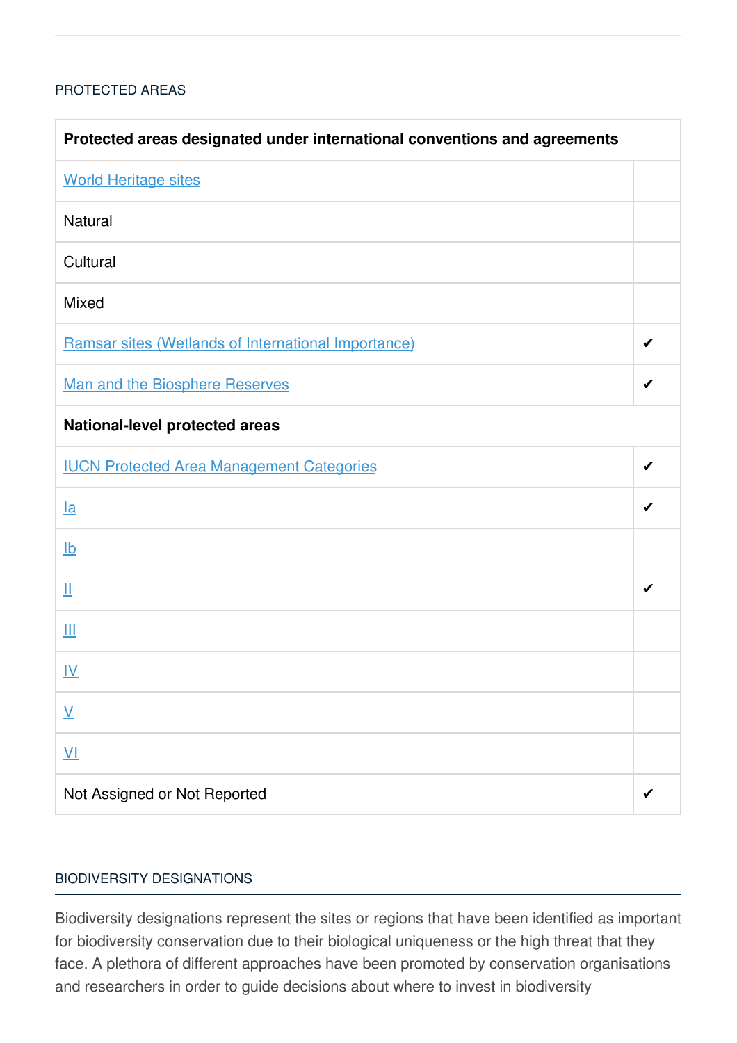## PROTECTED AREAS

| Protected areas designated under international conventions and agreements | |
|---|---|
| World Heritage sites | |
| Natural | |
| Cultural | |
| Mixed | |
| Ramsar sites (Wetlands of International Importance) | ✔ |
| Man and the Biosphere Reserves | ✔ |
| **National-level protected areas** | |
| IUCN Protected Area Management Categories | ✔ |
| Ia | ✔ |
| Ib | |
| II | ✔ |
| III | |
| IV | |
| V | |
| VI | |
| Not Assigned or Not Reported | ✔ |

## BIODIVERSITY DESIGNATIONS

Biodiversity designations represent the sites or regions that have been identified as important for biodiversity conservation due to their biological uniqueness or the high threat that they face. A plethora of different approaches have been promoted by conservation organisations and researchers in order to guide decisions about where to invest in biodiversity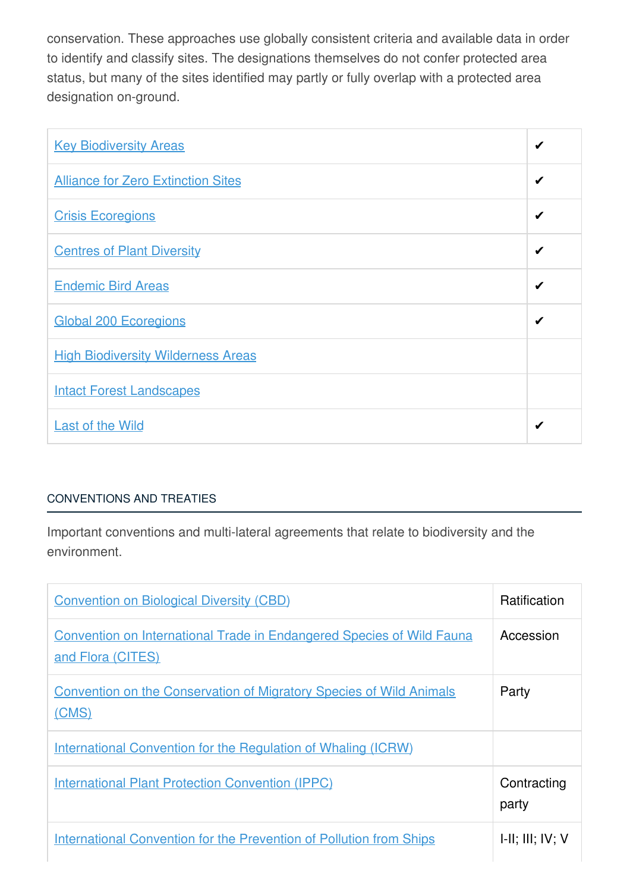conservation. These approaches use globally consistent criteria and available data in order to identify and classify sites. The designations themselves do not confer protected area status, but many of the sites identified may partly or fully overlap with a protected area designation on-ground.

| | |
|---|---|
| Key Biodiversity Areas | ✔ |
| Alliance for Zero Extinction Sites | ✔ |
| Crisis Ecoregions | ✔ |
| Centres of Plant Diversity | ✔ |
| Endemic Bird Areas | ✔ |
| Global 200 Ecoregions | ✔ |
| High Biodiversity Wilderness Areas | |
| Intact Forest Landscapes | |
| Last of the Wild | ✔ |

## CONVENTIONS AND TREATIES

Important conventions and multi-lateral agreements that relate to biodiversity and the environment.

| | |
|---|---|
| Convention on Biological Diversity (CBD) | Ratification |
| Convention on International Trade in Endangered Species of Wild Fauna and Flora (CITES) | Accession |
| Convention on the Conservation of Migratory Species of Wild Animals (CMS) | Party |
| International Convention for the Regulation of Whaling (ICRW) | |
| International Plant Protection Convention (IPPC) | Contracting party |
| International Convention for the Prevention of Pollution from Ships | I-II; III; IV; V |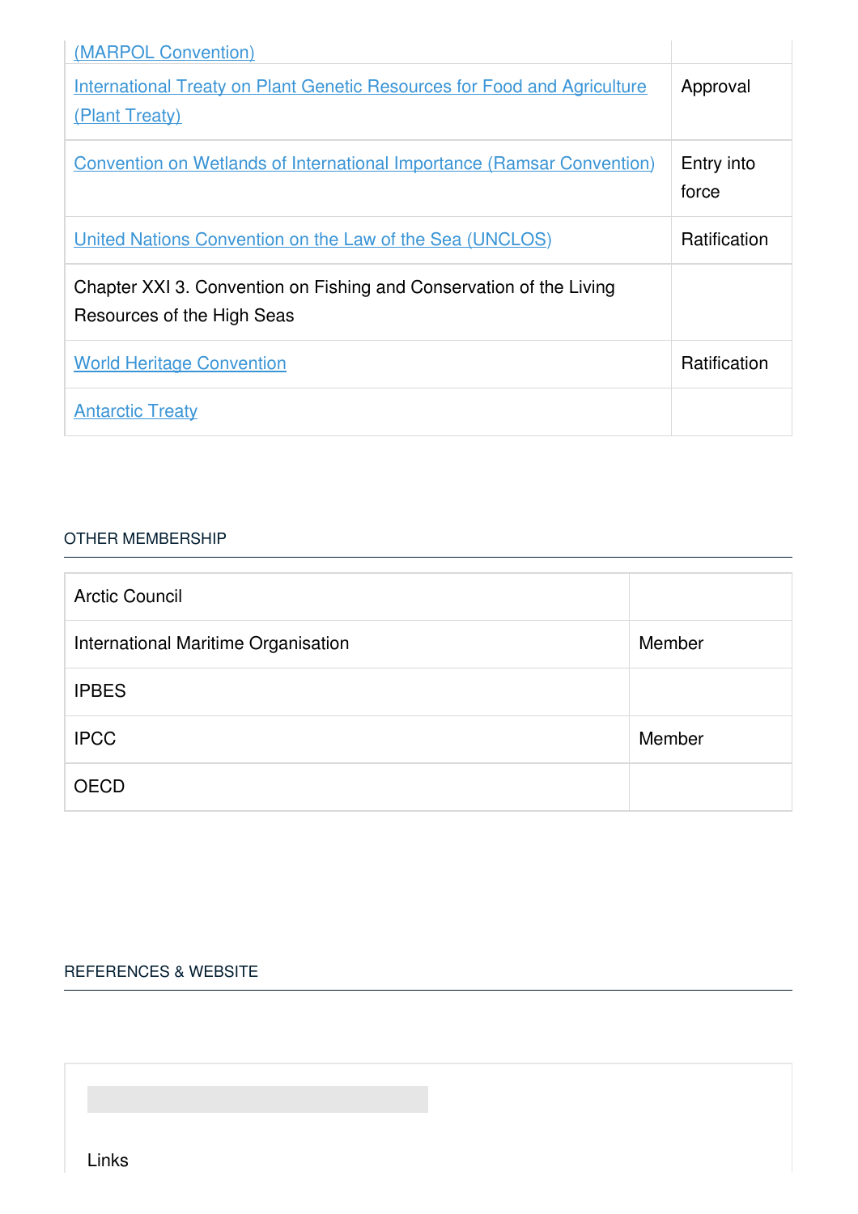| | |
|---|---|
| (MARPOL Convention) | |
| International Treaty on Plant Genetic Resources for Food and Agriculture (Plant Treaty) | Approval |
| Convention on Wetlands of International Importance (Ramsar Convention) | Entry into force |
| United Nations Convention on the Law of the Sea (UNCLOS) | Ratification |
| Chapter XXI 3. Convention on Fishing and Conservation of the Living Resources of the High Seas | |
| World Heritage Convention | Ratification |
| Antarctic Treaty | |

## OTHER MEMBERSHIP

| | |
|---|---|
| Arctic Council | |
| International Maritime Organisation | Member |
| IPBES | |
| IPCC | Member |
| OECD | |

## REFERENCES & WEBSITE

Links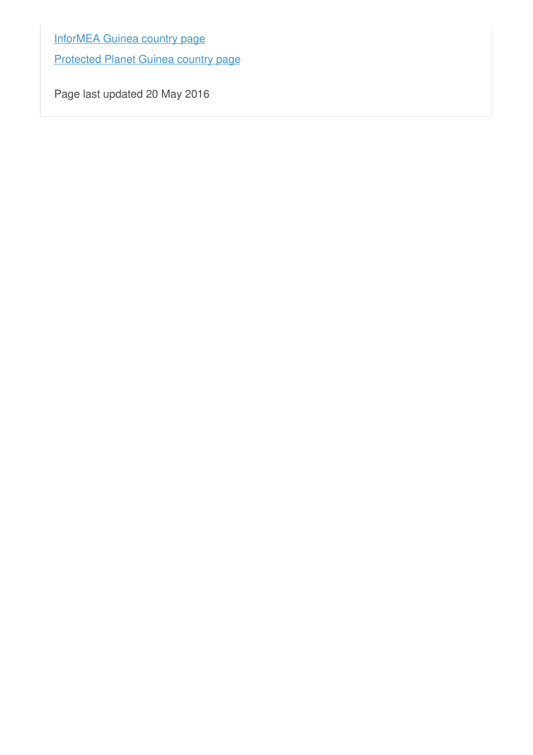[InforMEA Guinea country page]

[Protected Planet Guinea country page]

Page last updated 20 May 2016